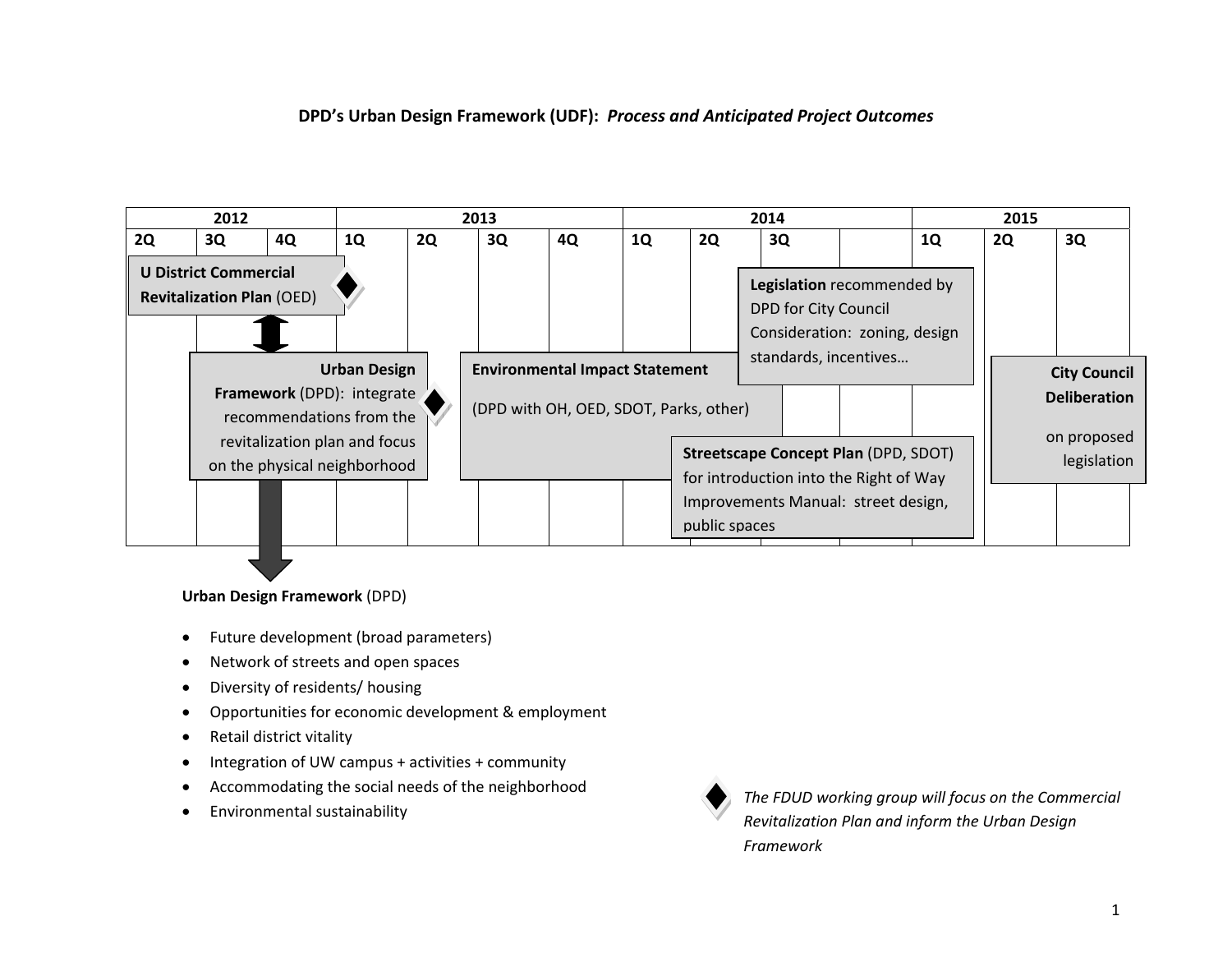# DPD's Urban Design Framework (UDF): *Process and Anticipated Project Outcomes*

| 2012 | | | 2013 | | | | 2014 | | | | 2015 | | |
|---|---|---|---|---|---|---|---|---|---|---|---|---|---|
| 2Q | 3Q | 4Q | 1Q | 2Q | 3Q | 4Q | 1Q | 2Q | 3Q | | 1Q | 2Q | 3Q |

**U District Commercial Revitalization Plan** (OED) ◆

**Urban Design Framework** (DPD): integrate recommendations from the revitalization plan and focus on the physical neighborhood ◆

**Environmental Impact Statement** (DPD with OH, OED, SDOT, Parks, other)

**Legislation** recommended by DPD for City Council Consideration: zoning, design standards, incentives…

**Streetscape Concept Plan** (DPD, SDOT) for introduction into the Right of Way Improvements Manual: street design, public spaces

**City Council Deliberation** on proposed legislation

**Urban Design Framework** (DPD)

- Future development (broad parameters)
- Network of streets and open spaces
- Diversity of residents/ housing
- Opportunities for economic development & employment
- Retail district vitality
- Integration of UW campus + activities + community
- Accommodating the social needs of the neighborhood
- Environmental sustainability

◆ *The FDUD working group will focus on the Commercial Revitalization Plan and inform the Urban Design Framework*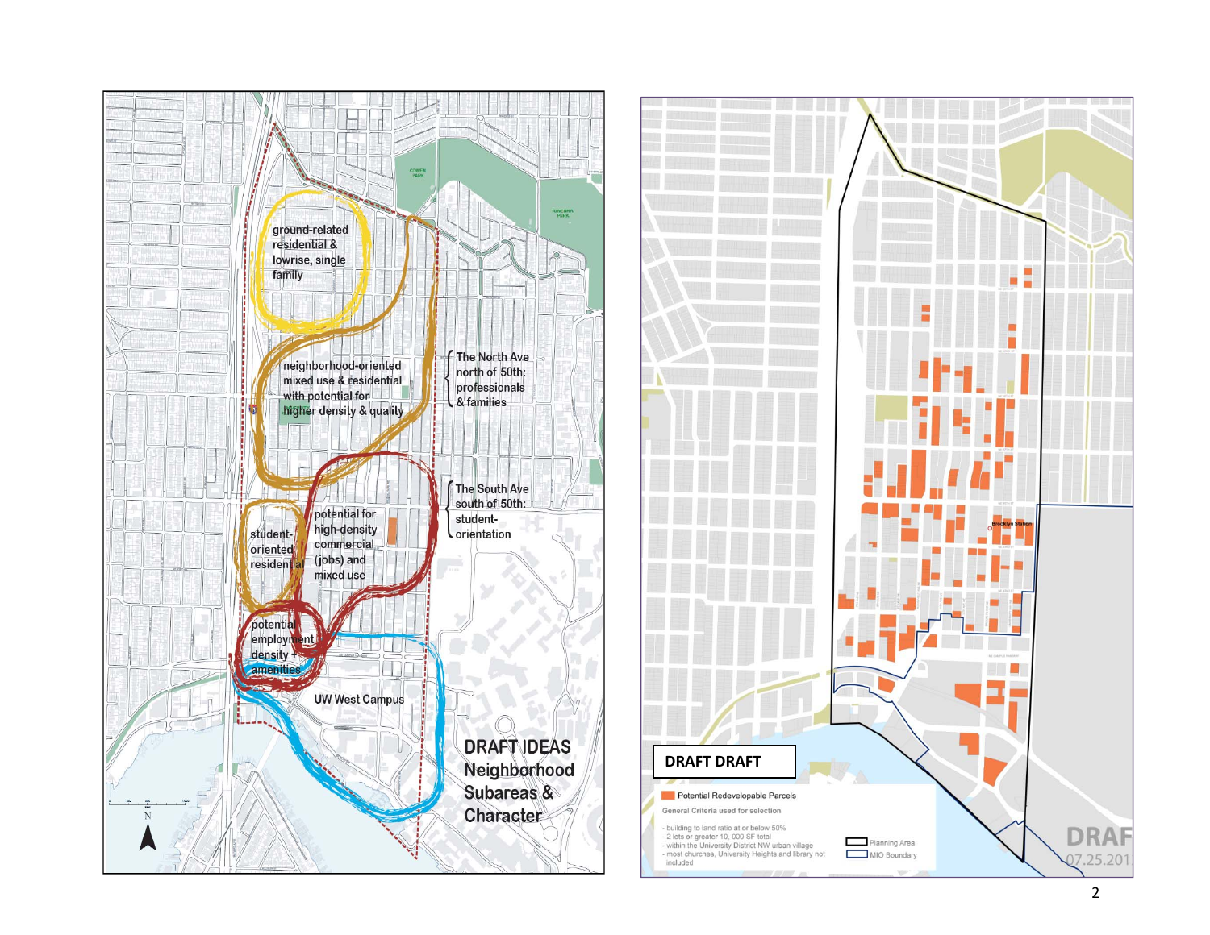ground-related residential & lowrise, single family

neighborhood-oriented mixed use & residential with potential for higher density & quality

The North Ave north of 50th: professionals & families

student-oriented residential

potential for high-density commercial (jobs) and mixed use

The South Ave south of 50th: student-orientation

potential employment density + amenities

UW West Campus

# DRAFT IDEAS Neighborhood Subareas & Character

**DRAFT DRAFT**

Potential Redevelopable Parcels

General Criteria used for selection

- building to land ratio at or below 50%
- 2 lots or greater 10, 000 SF total
- within the University District NW urban village
- most churches, University Heights and library not included

Planning Area

MIO Boundary

Brooklyn Station

DRAF 07.25.201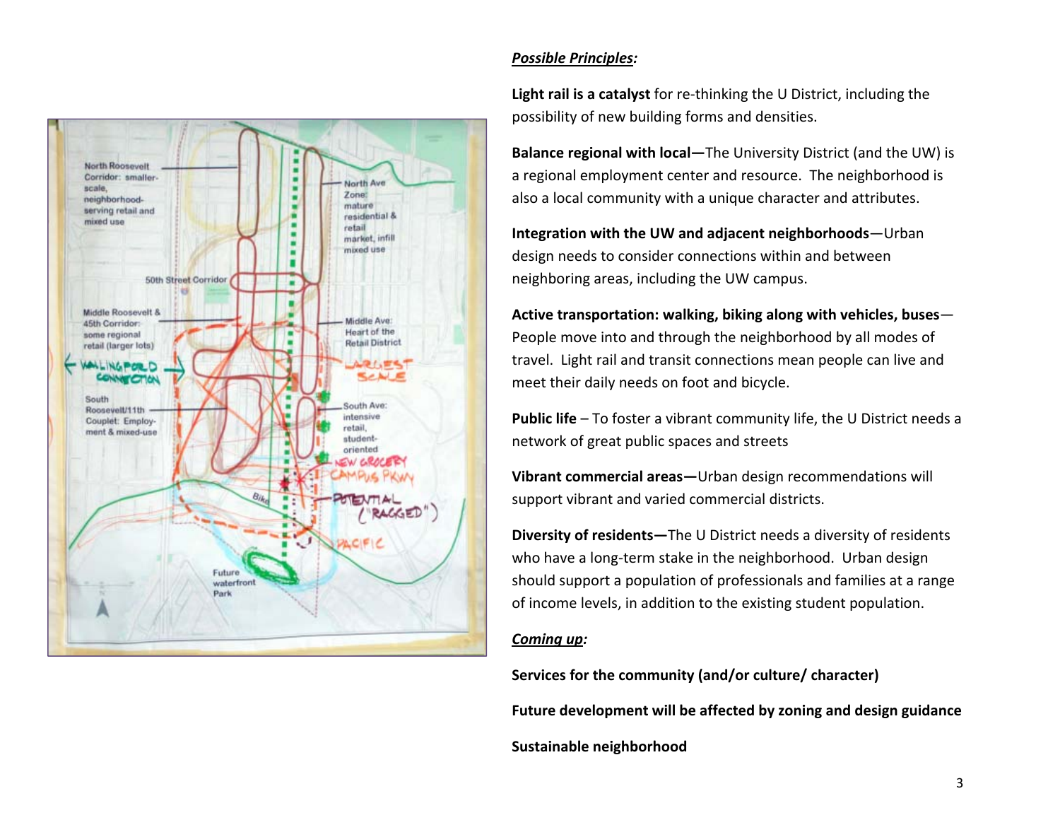***Possible Principles:***

**Light rail is a catalyst** for re-thinking the U District, including the possibility of new building forms and densities.

**Balance regional with local—**The University District (and the UW) is a regional employment center and resource. The neighborhood is also a local community with a unique character and attributes.

**Integration with the UW and adjacent neighborhoods**—Urban design needs to consider connections within and between neighboring areas, including the UW campus.

**Active transportation: walking, biking along with vehicles, buses**—People move into and through the neighborhood by all modes of travel. Light rail and transit connections mean people can live and meet their daily needs on foot and bicycle.

**Public life** – To foster a vibrant community life, the U District needs a network of great public spaces and streets

**Vibrant commercial areas—**Urban design recommendations will support vibrant and varied commercial districts.

**Diversity of residents—**The U District needs a diversity of residents who have a long-term stake in the neighborhood. Urban design should support a population of professionals and families at a range of income levels, in addition to the existing student population.

***Coming up:***

**Services for the community (and/or culture/ character)**

**Future development will be affected by zoning and design guidance**

**Sustainable neighborhood**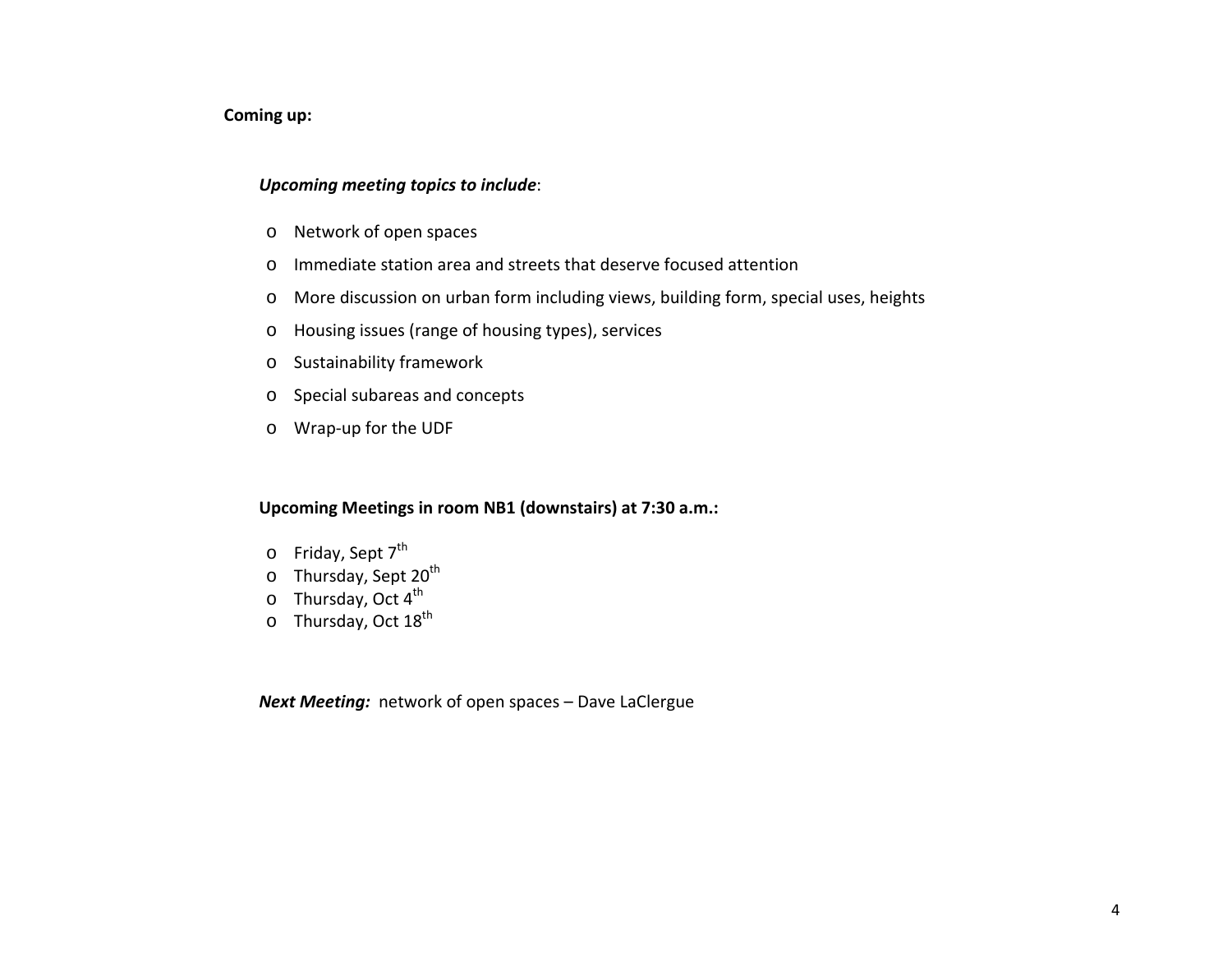**Coming up:**

***Upcoming meeting topics to include***:

- Network of open spaces
- Immediate station area and streets that deserve focused attention
- More discussion on urban form including views, building form, special uses, heights
- Housing issues (range of housing types), services
- Sustainability framework
- Special subareas and concepts
- Wrap-up for the UDF

**Upcoming Meetings in room NB1 (downstairs) at 7:30 a.m.:**

- Friday, Sept 7th
- Thursday, Sept 20th
- Thursday, Oct 4th
- Thursday, Oct 18th

***Next Meeting:*** network of open spaces – Dave LaClergue